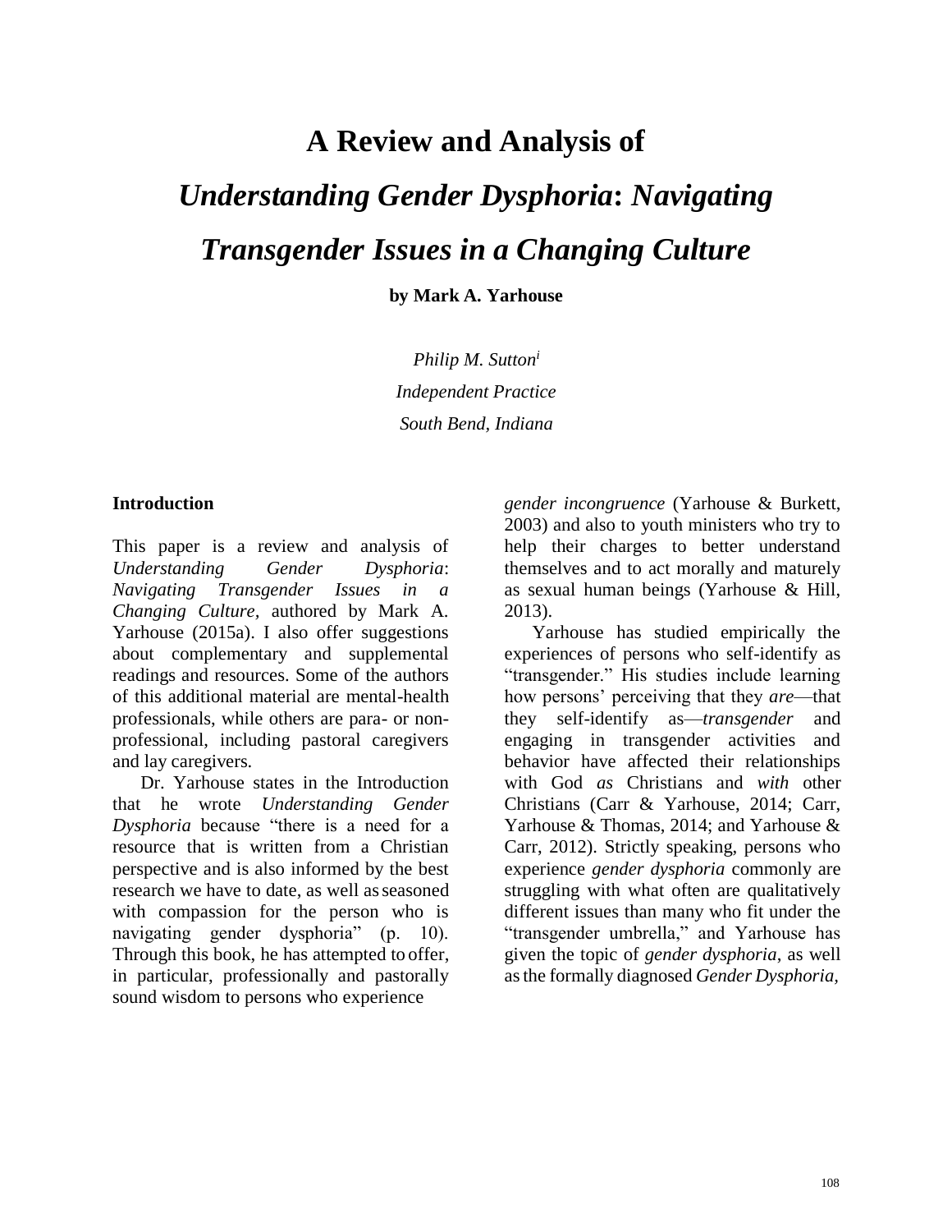# A Review and Analysis of

# *Understanding Gender Dysphoria*: *Navigating Transgender Issues in a Changing Culture*

**by Mark A. Yarhouse**

*Philip M. Sutton*[i]
*Independent Practice*
*South Bend, Indiana*

## Introduction

This paper is a review and analysis of *Understanding Gender Dysphoria*: *Navigating Transgender Issues in a Changing Culture*, authored by Mark A. Yarhouse (2015a). I also offer suggestions about complementary and supplemental readings and resources. Some of the authors of this additional material are mental-health professionals, while others are para- or non-professional, including pastoral caregivers and lay caregivers.

Dr. Yarhouse states in the Introduction that he wrote *Understanding Gender Dysphoria* because "there is a need for a resource that is written from a Christian perspective and is also informed by the best research we have to date, as well as seasoned with compassion for the person who is navigating gender dysphoria" (p. 10). Through this book, he has attempted to offer, in particular, professionally and pastorally sound wisdom to persons who experience *gender incongruence* (Yarhouse & Burkett, 2003) and also to youth ministers who try to help their charges to better understand themselves and to act morally and maturely as sexual human beings (Yarhouse & Hill, 2013).

Yarhouse has studied empirically the experiences of persons who self-identify as "transgender." His studies include learning how persons' perceiving that they *are*—that they self-identify as—*transgender* and engaging in transgender activities and behavior have affected their relationships with God *as* Christians and *with* other Christians (Carr & Yarhouse, 2014; Carr, Yarhouse & Thomas, 2014; and Yarhouse & Carr, 2012). Strictly speaking, persons who experience *gender dysphoria* commonly are struggling with what often are qualitatively different issues than many who fit under the "transgender umbrella," and Yarhouse has given the topic of *gender dysphoria*, as well as the formally diagnosed *Gender Dysphoria*,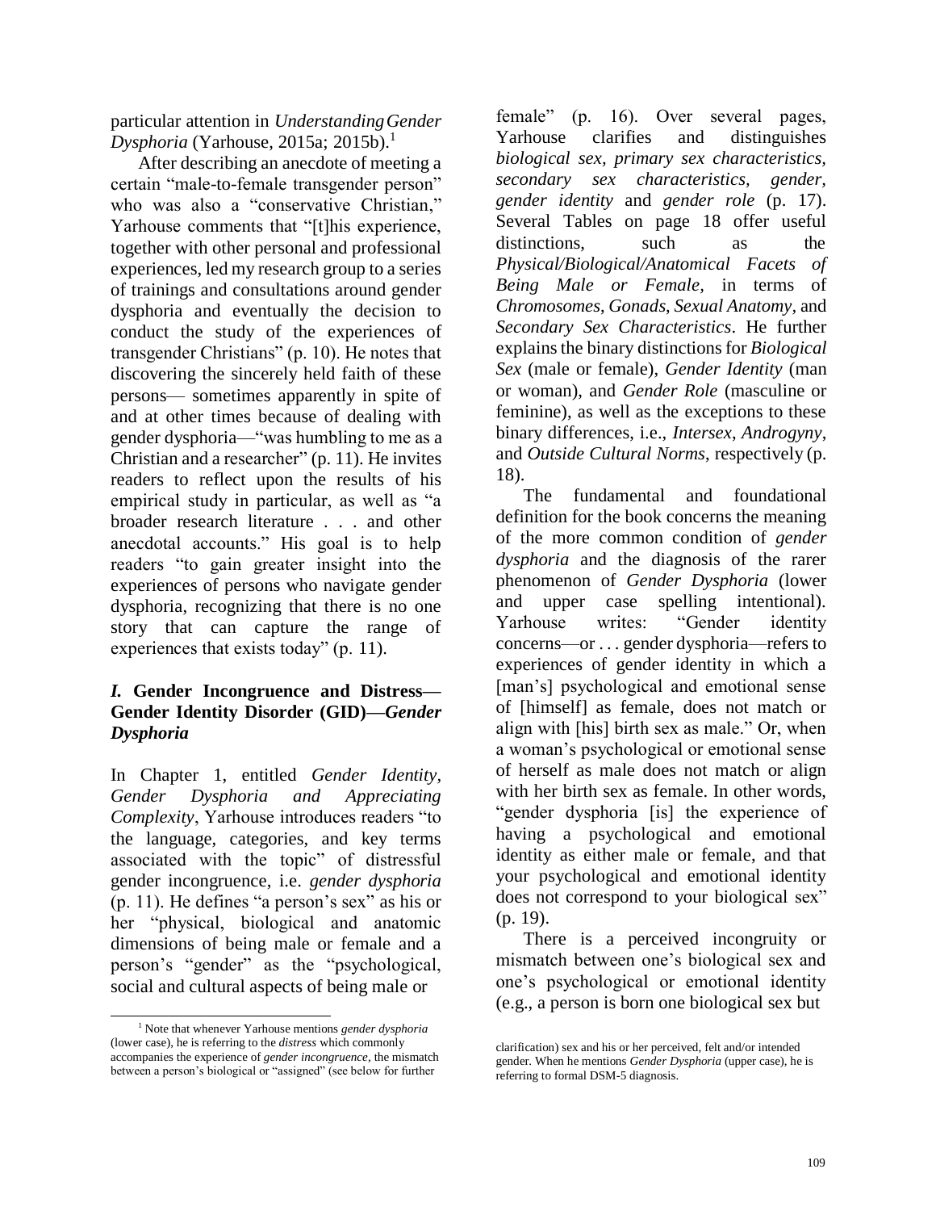particular attention in *Understanding Gender Dysphoria* (Yarhouse, 2015a; 2015b).[1]

After describing an anecdote of meeting a certain "male-to-female transgender person" who was also a "conservative Christian," Yarhouse comments that "[t]his experience, together with other personal and professional experiences, led my research group to a series of trainings and consultations around gender dysphoria and eventually the decision to conduct the study of the experiences of transgender Christians" (p. 10). He notes that discovering the sincerely held faith of these persons— sometimes apparently in spite of and at other times because of dealing with gender dysphoria—"was humbling to me as a Christian and a researcher" (p. 11). He invites readers to reflect upon the results of his empirical study in particular, as well as "a broader research literature . . . and other anecdotal accounts." His goal is to help readers "to gain greater insight into the experiences of persons who navigate gender dysphoria, recognizing that there is no one story that can capture the range of experiences that exists today" (p. 11).

## *I.* Gender Incongruence and Distress—Gender Identity Disorder (GID)—*Gender Dysphoria*

In Chapter 1, entitled *Gender Identity, Gender Dysphoria and Appreciating Complexity*, Yarhouse introduces readers "to the language, categories, and key terms associated with the topic" of distressful gender incongruence, i.e. *gender dysphoria* (p. 11). He defines "a person's sex" as his or her "physical, biological and anatomic dimensions of being male or female and a person's "gender" as the "psychological, social and cultural aspects of being male or female" (p. 16). Over several pages, Yarhouse clarifies and distinguishes *biological sex, primary sex characteristics, secondary sex characteristics, gender, gender identity* and *gender role* (p. 17). Several Tables on page 18 offer useful distinctions, such as the *Physical/Biological/Anatomical Facets of Being Male or Female*, in terms of *Chromosomes*, *Gonads*, *Sexual Anatomy*, and *Secondary Sex Characteristics*. He further explains the binary distinctions for *Biological Sex* (male or female), *Gender Identity* (man or woman), and *Gender Role* (masculine or feminine), as well as the exceptions to these binary differences, i.e., *Intersex*, *Androgyny*, and *Outside Cultural Norms*, respectively (p. 18).

The fundamental and foundational definition for the book concerns the meaning of the more common condition of *gender dysphoria* and the diagnosis of the rarer phenomenon of *Gender Dysphoria* (lower and upper case spelling intentional). Yarhouse writes: "Gender identity concerns—or . . . gender dysphoria—refers to experiences of gender identity in which a [man's] psychological and emotional sense of [himself] as female, does not match or align with [his] birth sex as male." Or, when a woman's psychological or emotional sense of herself as male does not match or align with her birth sex as female. In other words, "gender dysphoria [is] the experience of having a psychological and emotional identity as either male or female, and that your psychological and emotional identity does not correspond to your biological sex" (p. 19).

There is a perceived incongruity or mismatch between one's biological sex and one's psychological or emotional identity (e.g., a person is born one biological sex but

[1] Note that whenever Yarhouse mentions *gender dysphoria* (lower case), he is referring to the *distress* which commonly accompanies the experience of *gender incongruence*, the mismatch between a person's biological or "assigned" (see below for further clarification) sex and his or her perceived, felt and/or intended gender. When he mentions *Gender Dysphoria* (upper case), he is referring to formal DSM-5 diagnosis.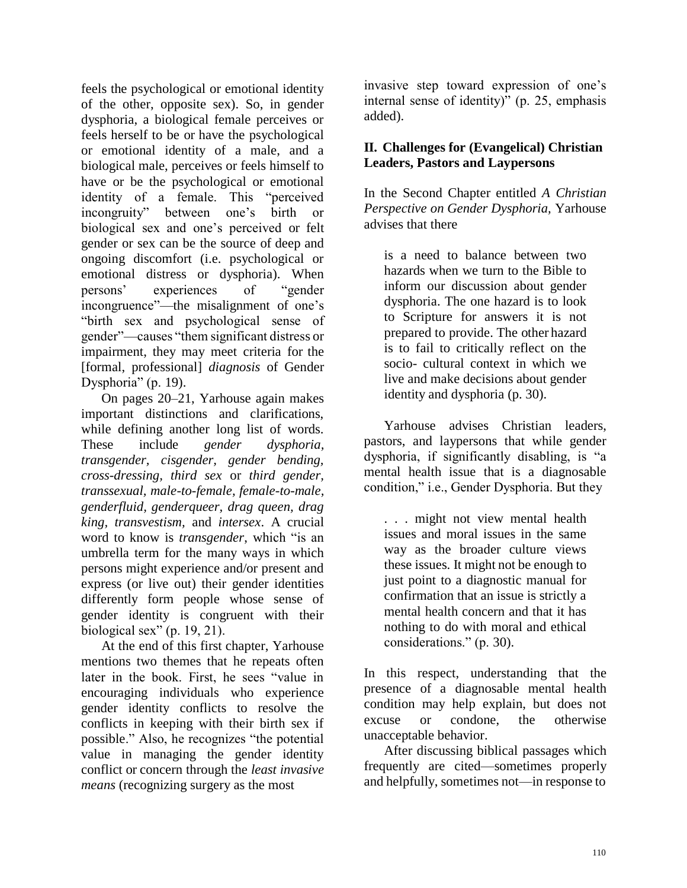feels the psychological or emotional identity of the other, opposite sex). So, in gender dysphoria, a biological female perceives or feels herself to be or have the psychological or emotional identity of a male, and a biological male, perceives or feels himself to have or be the psychological or emotional identity of a female. This "perceived incongruity" between one's birth or biological sex and one's perceived or felt gender or sex can be the source of deep and ongoing discomfort (i.e. psychological or emotional distress or dysphoria). When persons' experiences of "gender incongruence"—the misalignment of one's "birth sex and psychological sense of gender"—causes "them significant distress or impairment, they may meet criteria for the [formal, professional] *diagnosis* of Gender Dysphoria" (p. 19).

On pages 20–21, Yarhouse again makes important distinctions and clarifications, while defining another long list of words. These include *gender dysphoria, transgender, cisgender, gender bending, cross-dressing, third sex* or *third gender, transsexual, male-to-female, female-to-male, genderfluid, genderqueer, drag queen, drag king, transvestism,* and *intersex*. A crucial word to know is *transgender*, which "is an umbrella term for the many ways in which persons might experience and/or present and express (or live out) their gender identities differently form people whose sense of gender identity is congruent with their biological sex" (p. 19, 21).

At the end of this first chapter, Yarhouse mentions two themes that he repeats often later in the book. First, he sees "value in encouraging individuals who experience gender identity conflicts to resolve the conflicts in keeping with their birth sex if possible." Also, he recognizes "the potential value in managing the gender identity conflict or concern through the *least invasive means* (recognizing surgery as the most invasive step toward expression of one's internal sense of identity)" (p. 25, emphasis added).

## II. Challenges for (Evangelical) Christian Leaders, Pastors and Laypersons

In the Second Chapter entitled *A Christian Perspective on Gender Dysphoria,* Yarhouse advises that there

> is a need to balance between two hazards when we turn to the Bible to inform our discussion about gender dysphoria. The one hazard is to look to Scripture for answers it is not prepared to provide. The other hazard is to fail to critically reflect on the socio- cultural context in which we live and make decisions about gender identity and dysphoria (p. 30).

Yarhouse advises Christian leaders, pastors, and laypersons that while gender dysphoria, if significantly disabling, is "a mental health issue that is a diagnosable condition," i.e., Gender Dysphoria. But they

> . . . might not view mental health issues and moral issues in the same way as the broader culture views these issues. It might not be enough to just point to a diagnostic manual for confirmation that an issue is strictly a mental health concern and that it has nothing to do with moral and ethical considerations." (p. 30).

In this respect, understanding that the presence of a diagnosable mental health condition may help explain, but does not excuse or condone, the otherwise unacceptable behavior.

After discussing biblical passages which frequently are cited—sometimes properly and helpfully, sometimes not—in response to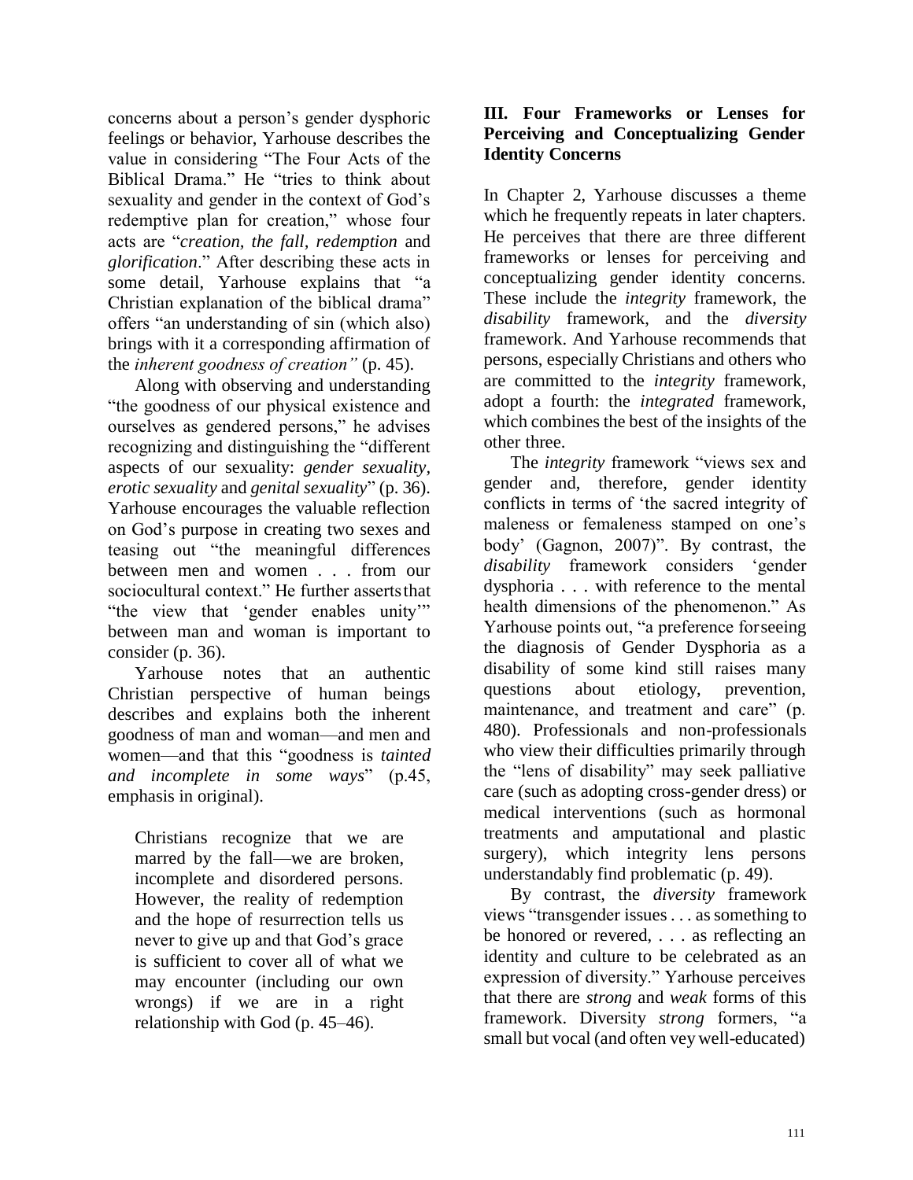concerns about a person's gender dysphoric feelings or behavior, Yarhouse describes the value in considering "The Four Acts of the Biblical Drama." He "tries to think about sexuality and gender in the context of God's redemptive plan for creation," whose four acts are "*creation, the fall, redemption* and *glorification*." After describing these acts in some detail, Yarhouse explains that "a Christian explanation of the biblical drama" offers "an understanding of sin (which also) brings with it a corresponding affirmation of the *inherent goodness of creation"* (p. 45).

Along with observing and understanding "the goodness of our physical existence and ourselves as gendered persons," he advises recognizing and distinguishing the "different aspects of our sexuality: *gender sexuality, erotic sexuality* and *genital sexuality*" (p. 36). Yarhouse encourages the valuable reflection on God's purpose in creating two sexes and teasing out "the meaningful differences between men and women . . . from our sociocultural context." He further asserts that "the view that 'gender enables unity'" between man and woman is important to consider (p. 36).

Yarhouse notes that an authentic Christian perspective of human beings describes and explains both the inherent goodness of man and woman—and men and women—and that this "goodness is *tainted and incomplete in some ways*" (p.45, emphasis in original).

> Christians recognize that we are marred by the fall—we are broken, incomplete and disordered persons. However, the reality of redemption and the hope of resurrection tells us never to give up and that God's grace is sufficient to cover all of what we may encounter (including our own wrongs) if we are in a right relationship with God (p. 45–46).

### III. Four Frameworks or Lenses for Perceiving and Conceptualizing Gender Identity Concerns

In Chapter 2, Yarhouse discusses a theme which he frequently repeats in later chapters. He perceives that there are three different frameworks or lenses for perceiving and conceptualizing gender identity concerns. These include the *integrity* framework, the *disability* framework, and the *diversity* framework. And Yarhouse recommends that persons, especially Christians and others who are committed to the *integrity* framework, adopt a fourth: the *integrated* framework, which combines the best of the insights of the other three.

The *integrity* framework "views sex and gender and, therefore, gender identity conflicts in terms of 'the sacred integrity of maleness or femaleness stamped on one's body' (Gagnon, 2007)". By contrast, the *disability* framework considers 'gender dysphoria . . . with reference to the mental health dimensions of the phenomenon." As Yarhouse points out, "a preference forseeing the diagnosis of Gender Dysphoria as a disability of some kind still raises many questions about etiology, prevention, maintenance, and treatment and care" (p. 480). Professionals and non-professionals who view their difficulties primarily through the "lens of disability" may seek palliative care (such as adopting cross-gender dress) or medical interventions (such as hormonal treatments and amputational and plastic surgery), which integrity lens persons understandably find problematic (p. 49).

By contrast, the *diversity* framework views "transgender issues . . . as something to be honored or revered, . . . as reflecting an identity and culture to be celebrated as an expression of diversity." Yarhouse perceives that there are *strong* and *weak* forms of this framework. Diversity *strong* formers, "a small but vocal (and often vey well-educated)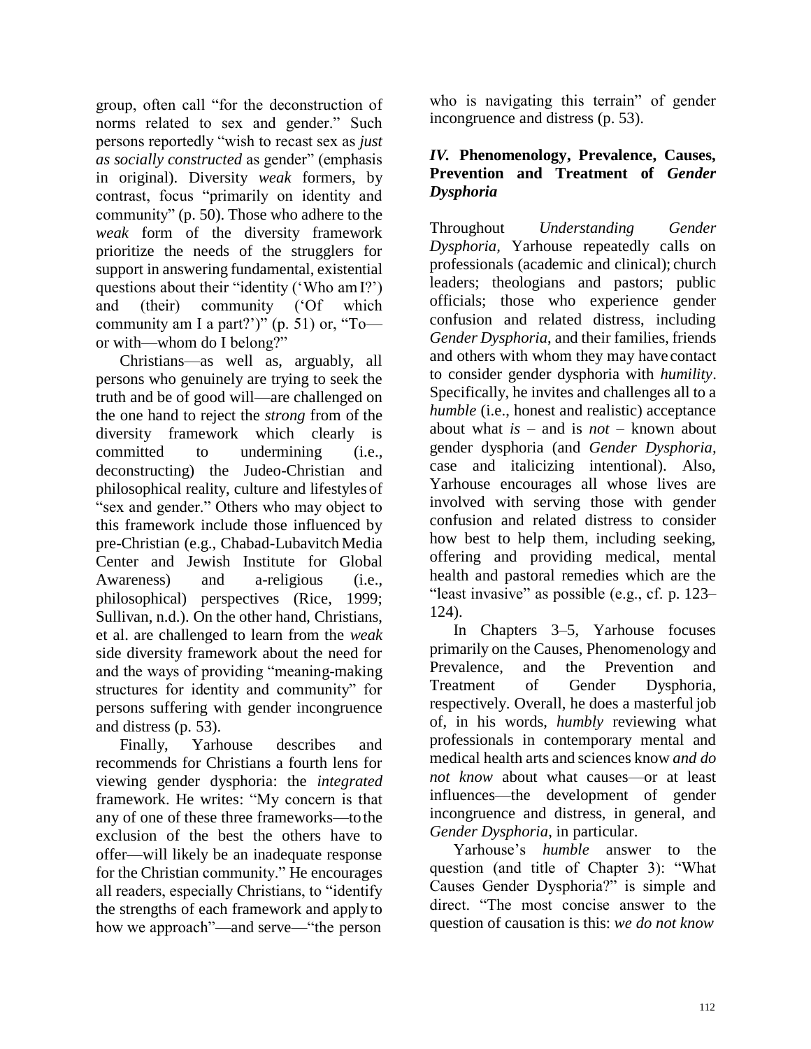group, often call "for the deconstruction of norms related to sex and gender." Such persons reportedly "wish to recast sex as *just as socially constructed* as gender" (emphasis in original). Diversity *weak* formers, by contrast, focus "primarily on identity and community" (p. 50). Those who adhere to the *weak* form of the diversity framework prioritize the needs of the strugglers for support in answering fundamental, existential questions about their "identity ('Who am I?') and (their) community ('Of which community am I a part?')" (p. 51) or, "To—or with—whom do I belong?"

Christians—as well as, arguably, all persons who genuinely are trying to seek the truth and be of good will—are challenged on the one hand to reject the *strong* from of the diversity framework which clearly is committed to undermining (i.e., deconstructing) the Judeo-Christian and philosophical reality, culture and lifestyles of "sex and gender." Others who may object to this framework include those influenced by pre-Christian (e.g., Chabad-Lubavitch Media Center and Jewish Institute for Global Awareness) and a-religious (i.e., philosophical) perspectives (Rice, 1999; Sullivan, n.d.). On the other hand, Christians, et al. are challenged to learn from the *weak* side diversity framework about the need for and the ways of providing "meaning-making structures for identity and community" for persons suffering with gender incongruence and distress (p. 53).

Finally, Yarhouse describes and recommends for Christians a fourth lens for viewing gender dysphoria: the *integrated* framework. He writes: "My concern is that any of one of these three frameworks—to the exclusion of the best the others have to offer—will likely be an inadequate response for the Christian community." He encourages all readers, especially Christians, to "identify the strengths of each framework and apply to how we approach"—and serve—"the person who is navigating this terrain" of gender incongruence and distress (p. 53).

## *IV.* Phenomenology, Prevalence, Causes, Prevention and Treatment of *Gender Dysphoria*

Throughout *Understanding Gender Dysphoria*, Yarhouse repeatedly calls on professionals (academic and clinical); church leaders; theologians and pastors; public officials; those who experience gender confusion and related distress, including *Gender Dysphoria*, and their families, friends and others with whom they may have contact to consider gender dysphoria with *humility*. Specifically, he invites and challenges all to a *humble* (i.e., honest and realistic) acceptance about what *is* – and is *not* – known about gender dysphoria (and *Gender Dysphoria*, case and italicizing intentional). Also, Yarhouse encourages all whose lives are involved with serving those with gender confusion and related distress to consider how best to help them, including seeking, offering and providing medical, mental health and pastoral remedies which are the "least invasive" as possible (e.g., cf. p. 123–124).

In Chapters 3–5, Yarhouse focuses primarily on the Causes, Phenomenology and Prevalence, and the Prevention and Treatment of Gender Dysphoria, respectively. Overall, he does a masterful job of, in his words, *humbly* reviewing what professionals in contemporary mental and medical health arts and sciences know *and do not know* about what causes—or at least influences—the development of gender incongruence and distress, in general, and *Gender Dysphoria*, in particular.

Yarhouse's *humble* answer to the question (and title of Chapter 3): "What Causes Gender Dysphoria?" is simple and direct. "The most concise answer to the question of causation is this: *we do not know*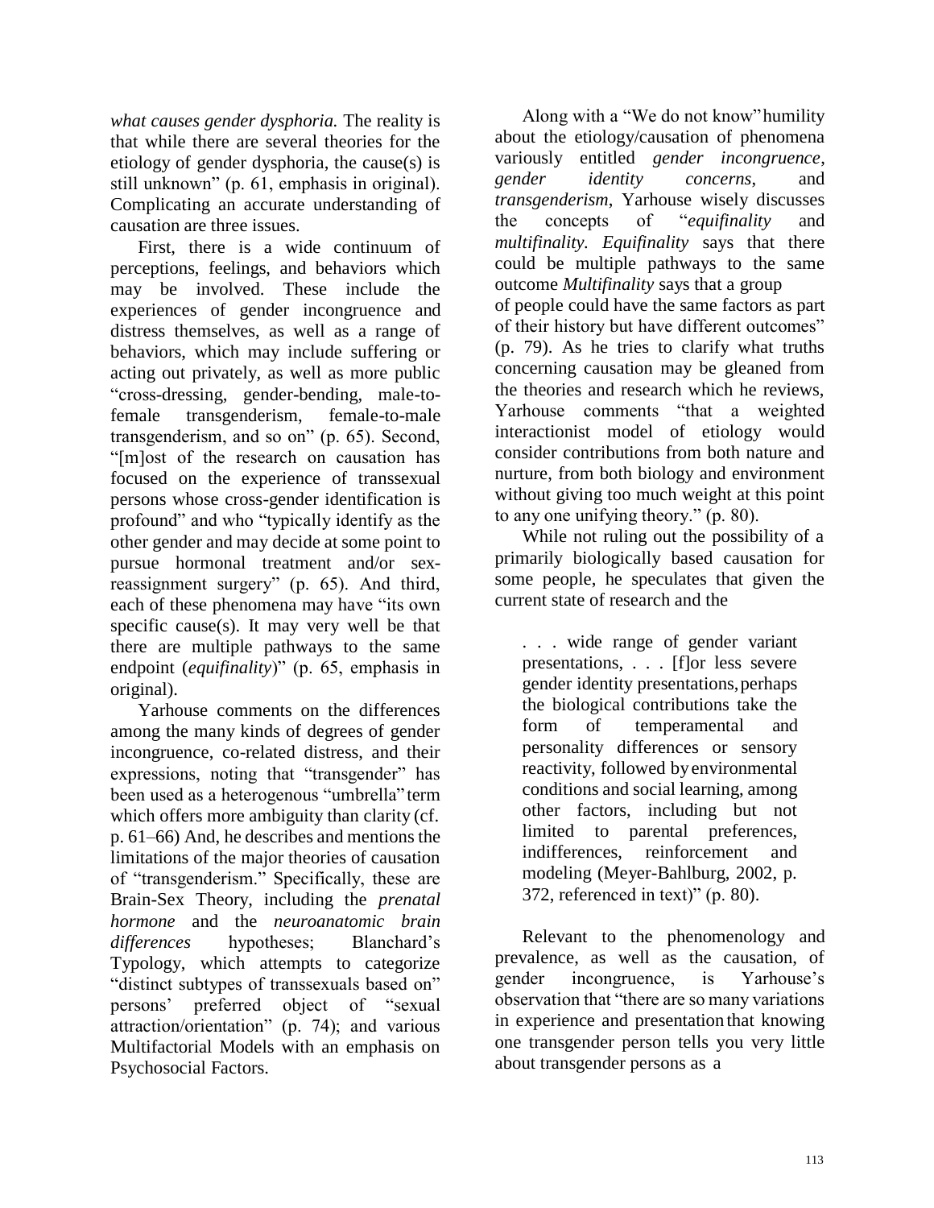*what causes gender dysphoria.* The reality is that while there are several theories for the etiology of gender dysphoria, the cause(s) is still unknown" (p. 61, emphasis in original). Complicating an accurate understanding of causation are three issues.

First, there is a wide continuum of perceptions, feelings, and behaviors which may be involved. These include the experiences of gender incongruence and distress themselves, as well as a range of behaviors, which may include suffering or acting out privately, as well as more public "cross-dressing, gender-bending, male-to-female transgenderism, female-to-male transgenderism, and so on" (p. 65). Second, "[m]ost of the research on causation has focused on the experience of transsexual persons whose cross-gender identification is profound" and who "typically identify as the other gender and may decide at some point to pursue hormonal treatment and/or sex-reassignment surgery" (p. 65). And third, each of these phenomena may have "its own specific cause(s). It may very well be that there are multiple pathways to the same endpoint (*equifinality*)" (p. 65, emphasis in original).

Yarhouse comments on the differences among the many kinds of degrees of gender incongruence, co-related distress, and their expressions, noting that "transgender" has been used as a heterogenous "umbrella" term which offers more ambiguity than clarity (cf. p. 61–66) And, he describes and mentions the limitations of the major theories of causation of "transgenderism." Specifically, these are Brain-Sex Theory, including the *prenatal hormone* and the *neuroanatomic brain differences* hypotheses; Blanchard's Typology, which attempts to categorize "distinct subtypes of transsexuals based on" persons' preferred object of "sexual attraction/orientation" (p. 74); and various Multifactorial Models with an emphasis on Psychosocial Factors.

Along with a "We do not know" humility about the etiology/causation of phenomena variously entitled *gender incongruence*, *gender identity concerns*, and *transgenderism*, Yarhouse wisely discusses the concepts of "*equifinality* and *multifinality*. *Equifinality* says that there could be multiple pathways to the same outcome *Multifinality* says that a group of people could have the same factors as part of their history but have different outcomes" (p. 79). As he tries to clarify what truths concerning causation may be gleaned from the theories and research which he reviews, Yarhouse comments "that a weighted interactionist model of etiology would consider contributions from both nature and nurture, from both biology and environment without giving too much weight at this point to any one unifying theory." (p. 80).

While not ruling out the possibility of a primarily biologically based causation for some people, he speculates that given the current state of research and the

> . . . wide range of gender variant presentations, . . . [f]or less severe gender identity presentations, perhaps the biological contributions take the form of temperamental and personality differences or sensory reactivity, followed by environmental conditions and social learning, among other factors, including but not limited to parental preferences, indifferences, reinforcement and modeling (Meyer-Bahlburg, 2002, p. 372, referenced in text)" (p. 80).

Relevant to the phenomenology and prevalence, as well as the causation, of gender incongruence, is Yarhouse's observation that "there are so many variations in experience and presentation that knowing one transgender person tells you very little about transgender persons as a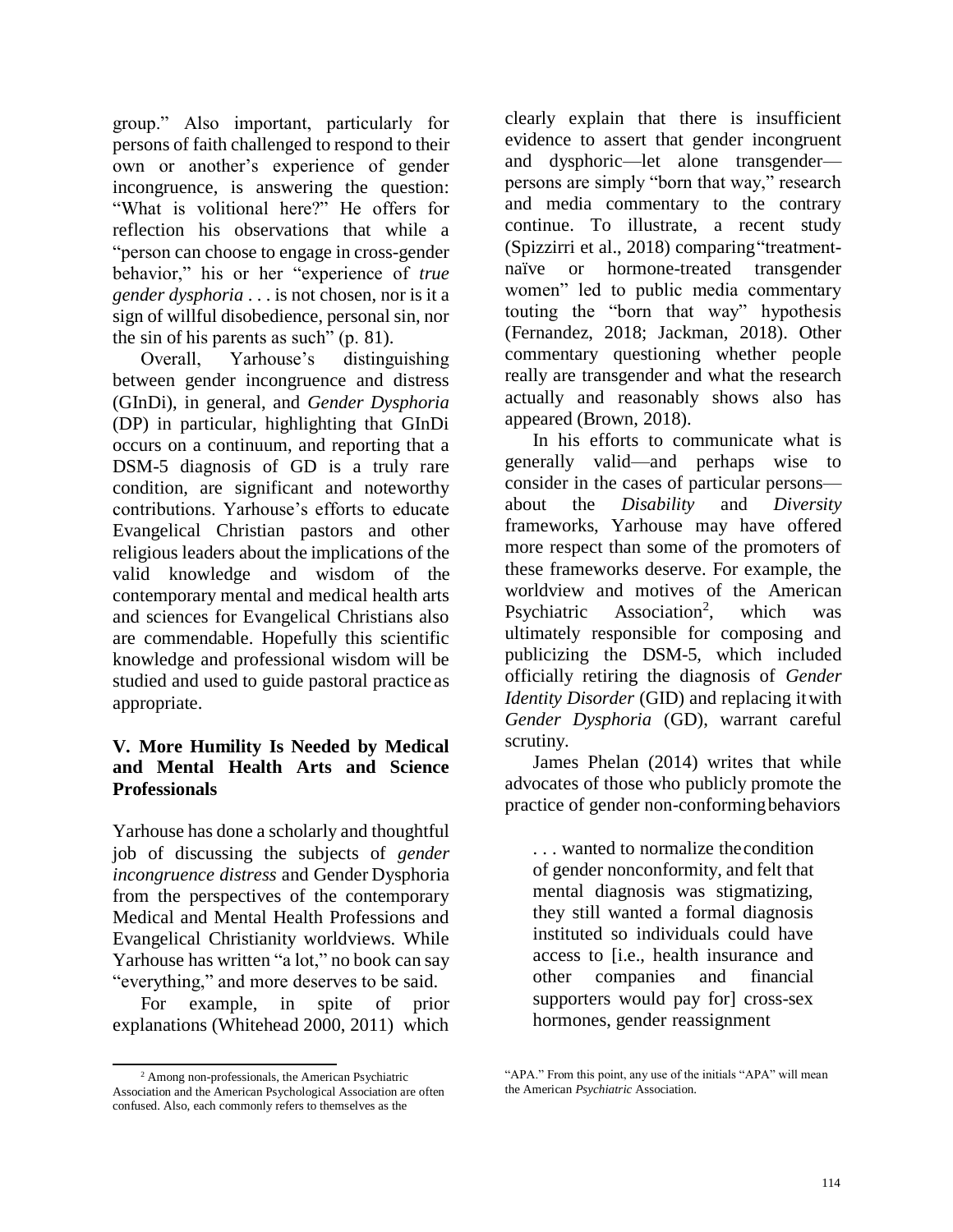group." Also important, particularly for persons of faith challenged to respond to their own or another's experience of gender incongruence, is answering the question: "What is volitional here?" He offers for reflection his observations that while a "person can choose to engage in cross-gender behavior," his or her "experience of *true gender dysphoria* . . . is not chosen, nor is it a sign of willful disobedience, personal sin, nor the sin of his parents as such" (p. 81).

Overall, Yarhouse's distinguishing between gender incongruence and distress (GInDi), in general, and *Gender Dysphoria* (DP) in particular, highlighting that GInDi occurs on a continuum, and reporting that a DSM-5 diagnosis of GD is a truly rare condition, are significant and noteworthy contributions. Yarhouse's efforts to educate Evangelical Christian pastors and other religious leaders about the implications of the valid knowledge and wisdom of the contemporary mental and medical health arts and sciences for Evangelical Christians also are commendable. Hopefully this scientific knowledge and professional wisdom will be studied and used to guide pastoral practice as appropriate.

## V. More Humility Is Needed by Medical and Mental Health Arts and Science Professionals

Yarhouse has done a scholarly and thoughtful job of discussing the subjects of *gender incongruence distress* and Gender Dysphoria from the perspectives of the contemporary Medical and Mental Health Professions and Evangelical Christianity worldviews. While Yarhouse has written "a lot," no book can say "everything," and more deserves to be said.

For example, in spite of prior explanations (Whitehead 2000, 2011) which clearly explain that there is insufficient evidence to assert that gender incongruent and dysphoric—let alone transgender—persons are simply "born that way," research and media commentary to the contrary continue. To illustrate, a recent study (Spizzirri et al., 2018) comparing "treatment-naïve or hormone-treated transgender women" led to public media commentary touting the "born that way" hypothesis (Fernandez, 2018; Jackman, 2018). Other commentary questioning whether people really are transgender and what the research actually and reasonably shows also has appeared (Brown, 2018).

In his efforts to communicate what is generally valid—and perhaps wise to consider in the cases of particular persons—about the *Disability* and *Diversity* frameworks, Yarhouse may have offered more respect than some of the promoters of these frameworks deserve. For example, the worldview and motives of the American Psychiatric Association[2], which was ultimately responsible for composing and publicizing the DSM-5, which included officially retiring the diagnosis of *Gender Identity Disorder* (GID) and replacing it with *Gender Dysphoria* (GD), warrant careful scrutiny.

James Phelan (2014) writes that while advocates of those who publicly promote the practice of gender non-conforming behaviors

> . . . wanted to normalize the condition of gender nonconformity, and felt that mental diagnosis was stigmatizing, they still wanted a formal diagnosis instituted so individuals could have access to [i.e., health insurance and other companies and financial supporters would pay for] cross-sex hormones, gender reassignment

[2] Among non-professionals, the American Psychiatric Association and the American Psychological Association are often confused. Also, each commonly refers to themselves as the "APA." From this point, any use of the initials "APA" will mean the American *Psychiatric* Association.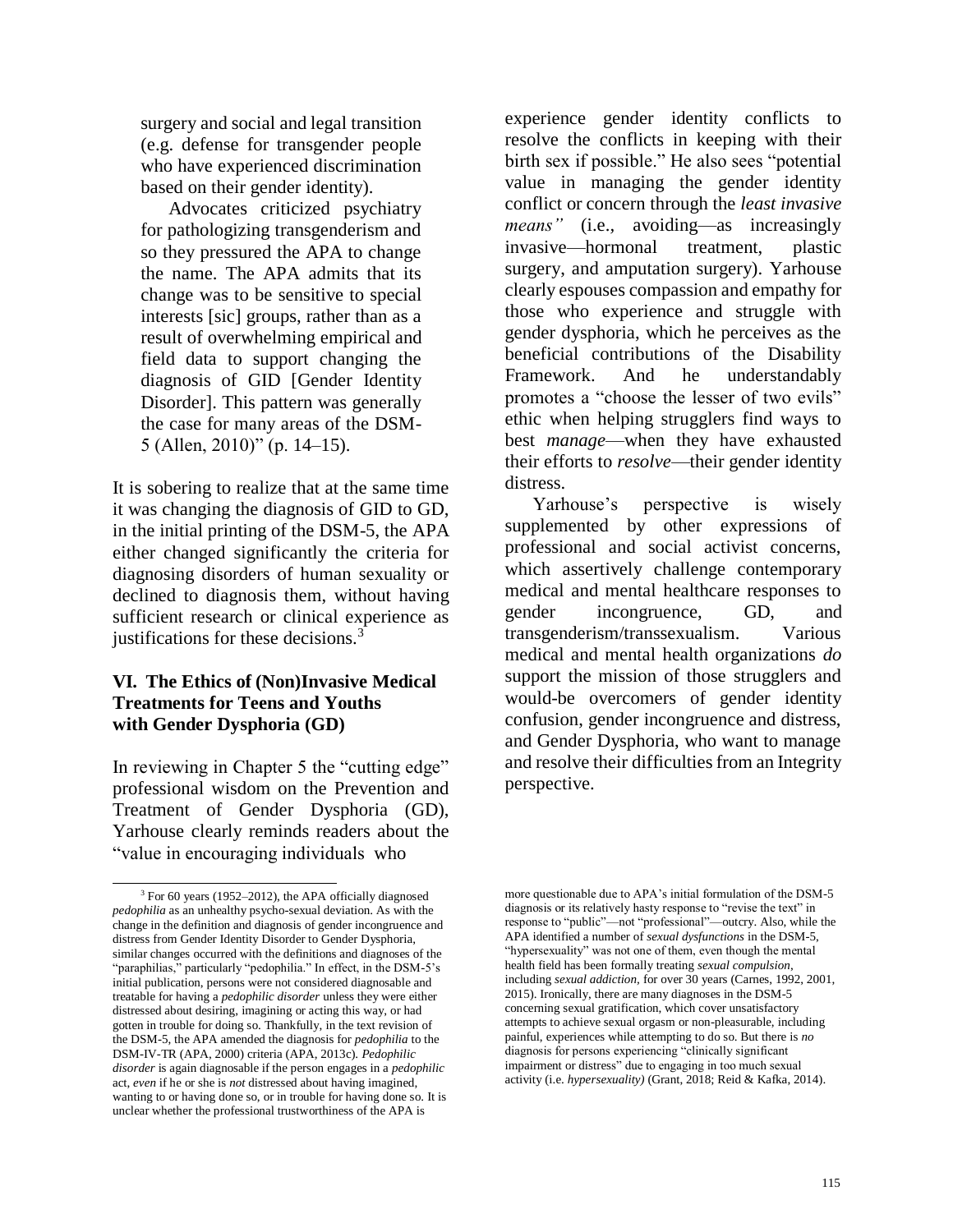surgery and social and legal transition (e.g. defense for transgender people who have experienced discrimination based on their gender identity).

> Advocates criticized psychiatry for pathologizing transgenderism and so they pressured the APA to change the name. The APA admits that its change was to be sensitive to special interests [sic] groups, rather than as a result of overwhelming empirical and field data to support changing the diagnosis of GID [Gender Identity Disorder]. This pattern was generally the case for many areas of the DSM-5 (Allen, 2010)" (p. 14–15).

It is sobering to realize that at the same time it was changing the diagnosis of GID to GD, in the initial printing of the DSM-5, the APA either changed significantly the criteria for diagnosing disorders of human sexuality or declined to diagnosis them, without having sufficient research or clinical experience as justifications for these decisions.[3]

## VI. The Ethics of (Non)Invasive Medical Treatments for Teens and Youths with Gender Dysphoria (GD)

In reviewing in Chapter 5 the "cutting edge" professional wisdom on the Prevention and Treatment of Gender Dysphoria (GD), Yarhouse clearly reminds readers about the "value in encouraging individuals who experience gender identity conflicts to resolve the conflicts in keeping with their birth sex if possible." He also sees "potential value in managing the gender identity conflict or concern through the *least invasive means"* (i.e., avoiding—as increasingly invasive—hormonal treatment, plastic surgery, and amputation surgery). Yarhouse clearly espouses compassion and empathy for those who experience and struggle with gender dysphoria, which he perceives as the beneficial contributions of the Disability Framework. And he understandably promotes a "choose the lesser of two evils" ethic when helping strugglers find ways to best *manage*—when they have exhausted their efforts to *resolve*—their gender identity distress.

Yarhouse's perspective is wisely supplemented by other expressions of professional and social activist concerns, which assertively challenge contemporary medical and mental healthcare responses to gender incongruence, GD, and transgenderism/transsexualism. Various medical and mental health organizations *do* support the mission of those strugglers and would-be overcomers of gender identity confusion, gender incongruence and distress, and Gender Dysphoria, who want to manage and resolve their difficulties from an Integrity perspective.

---

[3] For 60 years (1952–2012), the APA officially diagnosed *pedophilia* as an unhealthy psycho-sexual deviation. As with the change in the definition and diagnosis of gender incongruence and distress from Gender Identity Disorder to Gender Dysphoria, similar changes occurred with the definitions and diagnoses of the "paraphilias," particularly "pedophilia." In effect, in the DSM-5's initial publication, persons were not considered diagnosable and treatable for having a *pedophilic disorder* unless they were either distressed about desiring, imagining or acting this way, or had gotten in trouble for doing so. Thankfully, in the text revision of the DSM-5, the APA amended the diagnosis for *pedophilia* to the DSM-IV-TR (APA, 2000) criteria (APA, 2013c). *Pedophilic disorder* is again diagnosable if the person engages in a *pedophilic* act, *even* if he or she is *not* distressed about having imagined, wanting to or having done so, or in trouble for having done so. It is unclear whether the professional trustworthiness of the APA is more questionable due to APA's initial formulation of the DSM-5 diagnosis or its relatively hasty response to "revise the text" in response to "public"—not "professional"—outcry. Also, while the APA identified a number of *sexual dysfunctions* in the DSM-5, "hypersexuality" was not one of them, even though the mental health field has been formally treating *sexual compulsion*, including *sexual addiction*, for over 30 years (Carnes, 1992, 2001, 2015). Ironically, there are many diagnoses in the DSM-5 concerning sexual gratification, which cover unsatisfactory attempts to achieve sexual orgasm or non-pleasurable, including painful, experiences while attempting to do so. But there is *no* diagnosis for persons experiencing "clinically significant impairment or distress" due to engaging in too much sexual activity (i.e. *hypersexuality)* (Grant, 2018; Reid & Kafka, 2014).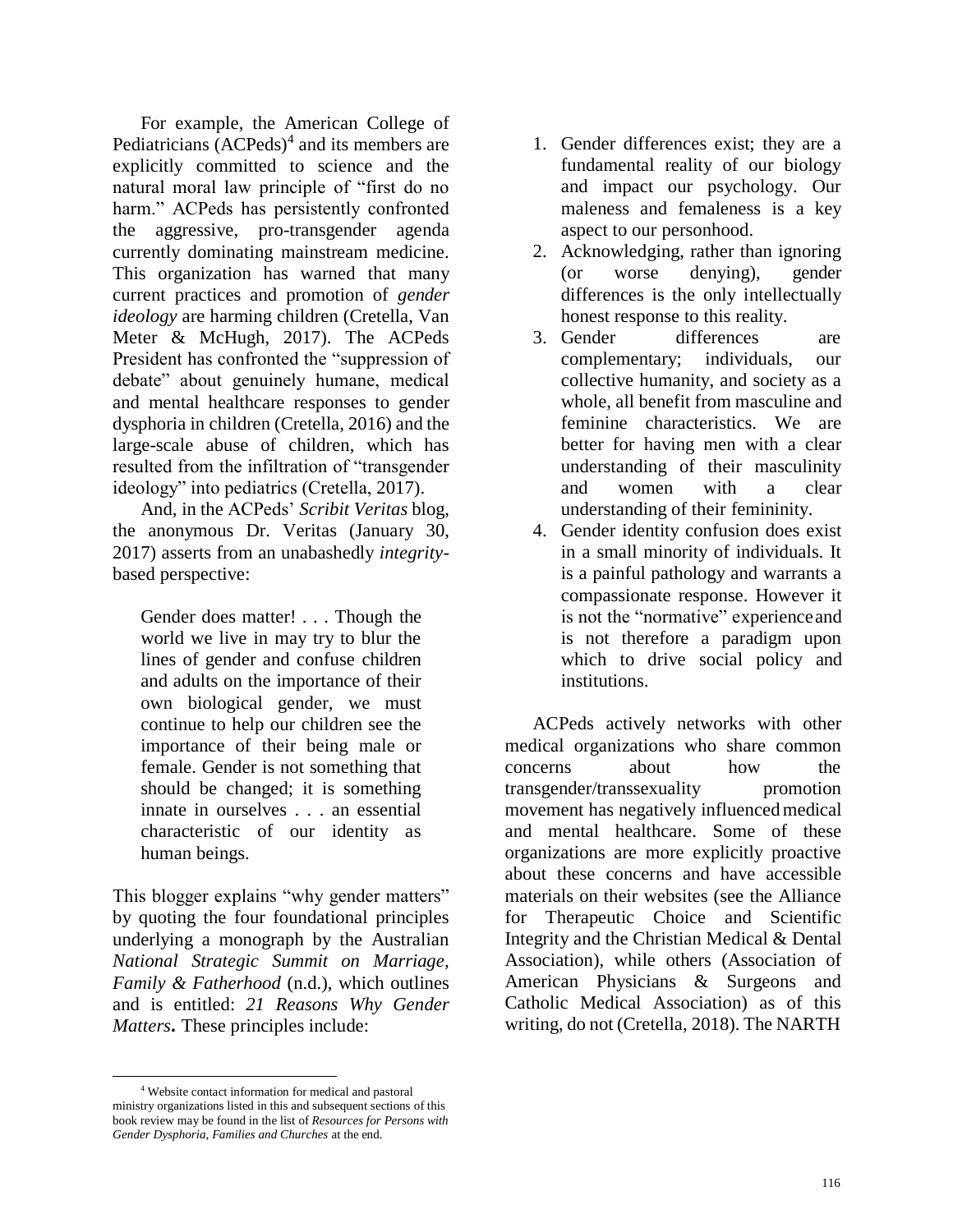For example, the American College of Pediatricians (ACPeds)[4] and its members are explicitly committed to science and the natural moral law principle of "first do no harm." ACPeds has persistently confronted the aggressive, pro-transgender agenda currently dominating mainstream medicine. This organization has warned that many current practices and promotion of *gender ideology* are harming children (Cretella, Van Meter & McHugh, 2017). The ACPeds President has confronted the "suppression of debate" about genuinely humane, medical and mental healthcare responses to gender dysphoria in children (Cretella, 2016) and the large-scale abuse of children, which has resulted from the infiltration of "transgender ideology" into pediatrics (Cretella, 2017).

And, in the ACPeds' *Scribit Veritas* blog, the anonymous Dr. Veritas (January 30, 2017) asserts from an unabashedly *integrity*-based perspective:

> Gender does matter! . . . Though the world we live in may try to blur the lines of gender and confuse children and adults on the importance of their own biological gender, we must continue to help our children see the importance of their being male or female. Gender is not something that should be changed; it is something innate in ourselves . . . an essential characteristic of our identity as human beings.

This blogger explains "why gender matters" by quoting the four foundational principles underlying a monograph by the Australian *National Strategic Summit on Marriage, Family & Fatherhood* (n.d.), which outlines and is entitled: ***21 Reasons Why Gender Matters*.** These principles include:

1. Gender differences exist; they are a fundamental reality of our biology and impact our psychology. Our maleness and femaleness is a key aspect to our personhood.
2. Acknowledging, rather than ignoring (or worse denying), gender differences is the only intellectually honest response to this reality.
3. Gender differences are complementary; individuals, our collective humanity, and society as a whole, all benefit from masculine and feminine characteristics. We are better for having men with a clear understanding of their masculinity and women with a clear understanding of their femininity.
4. Gender identity confusion does exist in a small minority of individuals. It is a painful pathology and warrants a compassionate response. However it is not the "normative" experience and is not therefore a paradigm upon which to drive social policy and institutions.

ACPeds actively networks with other medical organizations who share common concerns about how the transgender/transsexuality promotion movement has negatively influenced medical and mental healthcare. Some of these organizations are more explicitly proactive about these concerns and have accessible materials on their websites (see the Alliance for Therapeutic Choice and Scientific Integrity and the Christian Medical & Dental Association), while others (Association of American Physicians & Surgeons and Catholic Medical Association) as of this writing, do not (Cretella, 2018). The NARTH

[4] Website contact information for medical and pastoral ministry organizations listed in this and subsequent sections of this book review may be found in the list of *Resources for Persons with Gender Dysphoria, Families and Churches* at the end.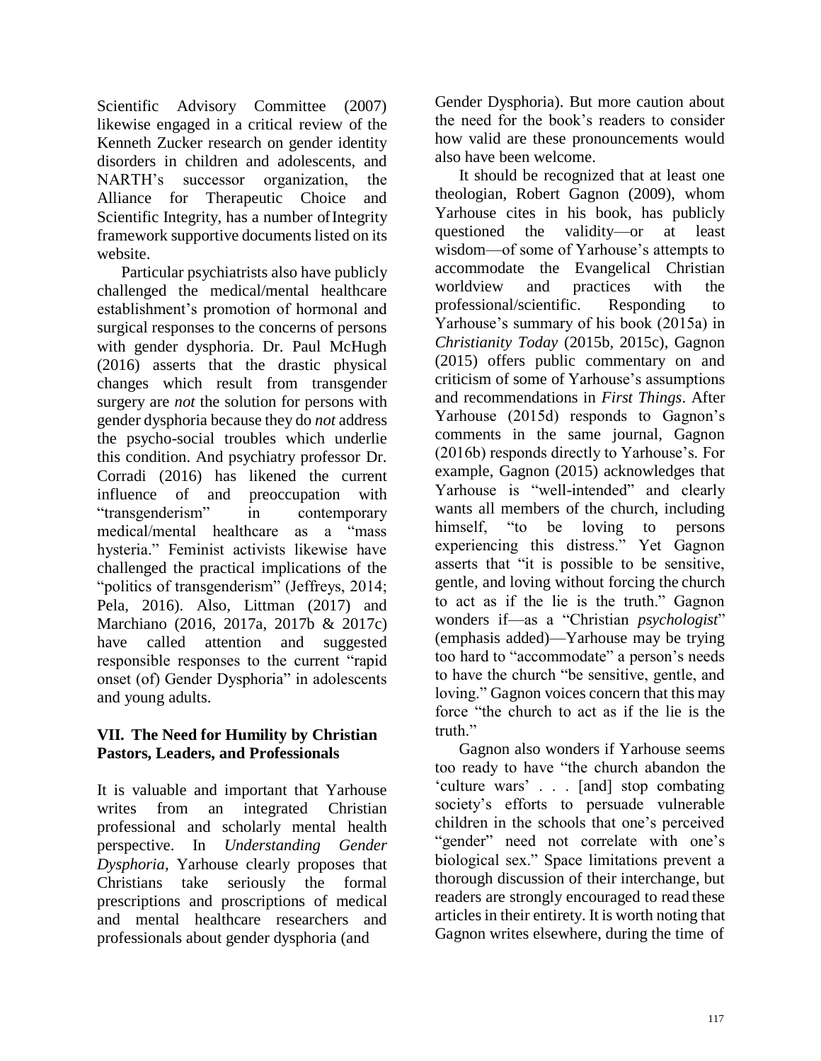Scientific Advisory Committee (2007) likewise engaged in a critical review of the Kenneth Zucker research on gender identity disorders in children and adolescents, and NARTH's successor organization, the Alliance for Therapeutic Choice and Scientific Integrity, has a number of Integrity framework supportive documents listed on its website.

Particular psychiatrists also have publicly challenged the medical/mental healthcare establishment's promotion of hormonal and surgical responses to the concerns of persons with gender dysphoria. Dr. Paul McHugh (2016) asserts that the drastic physical changes which result from transgender surgery are *not* the solution for persons with gender dysphoria because they do *not* address the psycho-social troubles which underlie this condition. And psychiatry professor Dr. Corradi (2016) has likened the current influence of and preoccupation with "transgenderism" in contemporary medical/mental healthcare as a "mass hysteria." Feminist activists likewise have challenged the practical implications of the "politics of transgenderism" (Jeffreys, 2014; Pela, 2016). Also, Littman (2017) and Marchiano (2016, 2017a, 2017b & 2017c) have called attention and suggested responsible responses to the current "rapid onset (of) Gender Dysphoria" in adolescents and young adults.

## VII. The Need for Humility by Christian Pastors, Leaders, and Professionals

It is valuable and important that Yarhouse writes from an integrated Christian professional and scholarly mental health perspective. In *Understanding Gender Dysphoria*, Yarhouse clearly proposes that Christians take seriously the formal prescriptions and proscriptions of medical and mental healthcare researchers and professionals about gender dysphoria (and Gender Dysphoria). But more caution about the need for the book's readers to consider how valid are these pronouncements would also have been welcome.

It should be recognized that at least one theologian, Robert Gagnon (2009), whom Yarhouse cites in his book, has publicly questioned the validity—or at least wisdom—of some of Yarhouse's attempts to accommodate the Evangelical Christian worldview and practices with the professional/scientific. Responding to Yarhouse's summary of his book (2015a) in *Christianity Today* (2015b, 2015c), Gagnon (2015) offers public commentary on and criticism of some of Yarhouse's assumptions and recommendations in *First Things*. After Yarhouse (2015d) responds to Gagnon's comments in the same journal, Gagnon (2016b) responds directly to Yarhouse's. For example, Gagnon (2015) acknowledges that Yarhouse is "well-intended" and clearly wants all members of the church, including himself, "to be loving to persons experiencing this distress." Yet Gagnon asserts that "it is possible to be sensitive, gentle, and loving without forcing the church to act as if the lie is the truth." Gagnon wonders if—as a "Christian *psychologist*" (emphasis added)—Yarhouse may be trying too hard to "accommodate" a person's needs to have the church "be sensitive, gentle, and loving." Gagnon voices concern that this may force "the church to act as if the lie is the truth."

Gagnon also wonders if Yarhouse seems too ready to have "the church abandon the 'culture wars' . . . [and] stop combating society's efforts to persuade vulnerable children in the schools that one's perceived "gender" need not correlate with one's biological sex." Space limitations prevent a thorough discussion of their interchange, but readers are strongly encouraged to read these articles in their entirety. It is worth noting that Gagnon writes elsewhere, during the time of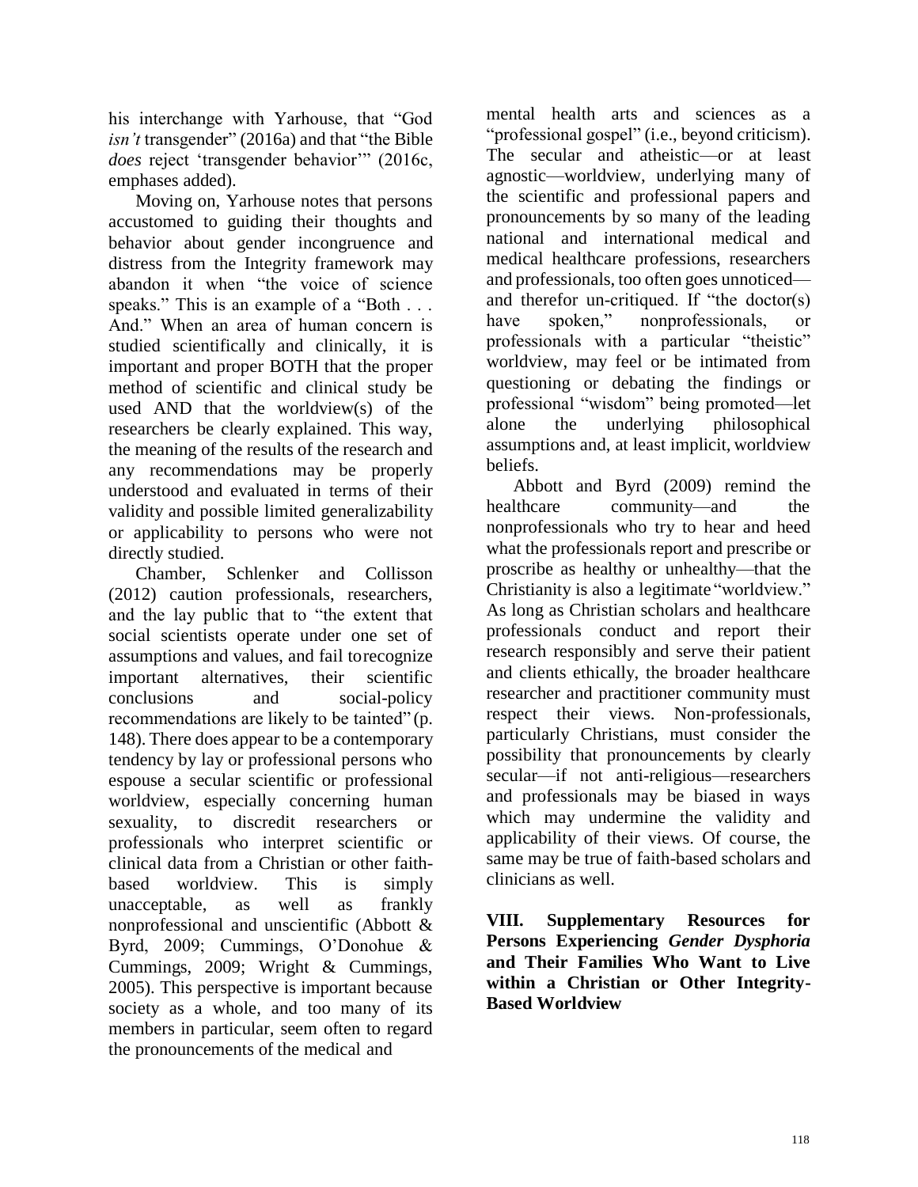his interchange with Yarhouse, that "God *isn't* transgender" (2016a) and that "the Bible *does* reject 'transgender behavior'" (2016c, emphases added).

Moving on, Yarhouse notes that persons accustomed to guiding their thoughts and behavior about gender incongruence and distress from the Integrity framework may abandon it when "the voice of science speaks." This is an example of a "Both . . . And." When an area of human concern is studied scientifically and clinically, it is important and proper BOTH that the proper method of scientific and clinical study be used AND that the worldview(s) of the researchers be clearly explained. This way, the meaning of the results of the research and any recommendations may be properly understood and evaluated in terms of their validity and possible limited generalizability or applicability to persons who were not directly studied.

Chamber, Schlenker and Collisson (2012) caution professionals, researchers, and the lay public that to "the extent that social scientists operate under one set of assumptions and values, and fail torecognize important alternatives, their scientific conclusions and social-policy recommendations are likely to be tainted" (p. 148). There does appear to be a contemporary tendency by lay or professional persons who espouse a secular scientific or professional worldview, especially concerning human sexuality, to discredit researchers or professionals who interpret scientific or clinical data from a Christian or other faith-based worldview. This is simply unacceptable, as well as frankly nonprofessional and unscientific (Abbott & Byrd, 2009; Cummings, O'Donohue & Cummings, 2009; Wright & Cummings, 2005). This perspective is important because society as a whole, and too many of its members in particular, seem often to regard the pronouncements of the medical and mental health arts and sciences as a "professional gospel" (i.e., beyond criticism). The secular and atheistic—or at least agnostic—worldview, underlying many of the scientific and professional papers and pronouncements by so many of the leading national and international medical and medical healthcare professions, researchers and professionals, too often goes unnoticed—and therefor un-critiqued. If "the doctor(s) have spoken," nonprofessionals, or professionals with a particular "theistic" worldview, may feel or be intimated from questioning or debating the findings or professional "wisdom" being promoted—let alone the underlying philosophical assumptions and, at least implicit, worldview beliefs.

Abbott and Byrd (2009) remind the healthcare community—and the nonprofessionals who try to hear and heed what the professionals report and prescribe or proscribe as healthy or unhealthy—that the Christianity is also a legitimate "worldview." As long as Christian scholars and healthcare professionals conduct and report their research responsibly and serve their patient and clients ethically, the broader healthcare researcher and practitioner community must respect their views. Non-professionals, particularly Christians, must consider the possibility that pronouncements by clearly secular—if not anti-religious—researchers and professionals may be biased in ways which may undermine the validity and applicability of their views. Of course, the same may be true of faith-based scholars and clinicians as well.

## VIII. Supplementary Resources for Persons Experiencing *Gender Dysphoria* and Their Families Who Want to Live within a Christian or Other Integrity-Based Worldview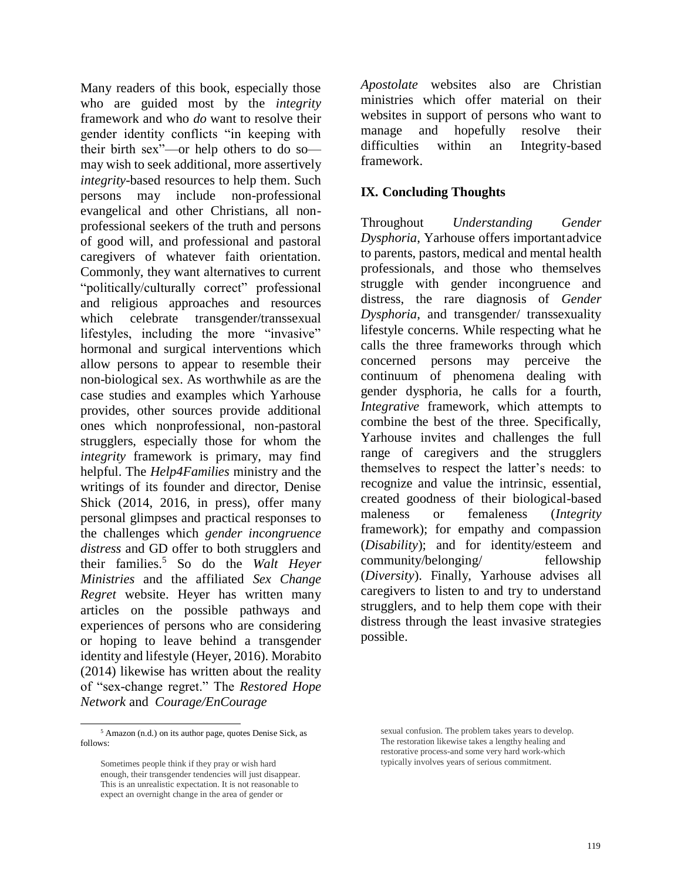Many readers of this book, especially those who are guided most by the *integrity* framework and who *do* want to resolve their gender identity conflicts "in keeping with their birth sex"—or help others to do so—may wish to seek additional, more assertively *integrity*-based resources to help them. Such persons may include non-professional evangelical and other Christians, all non-professional seekers of the truth and persons of good will, and professional and pastoral caregivers of whatever faith orientation. Commonly, they want alternatives to current "politically/culturally correct" professional and religious approaches and resources which celebrate transgender/transsexual lifestyles, including the more "invasive" hormonal and surgical interventions which allow persons to appear to resemble their non-biological sex. As worthwhile as are the case studies and examples which Yarhouse provides, other sources provide additional ones which nonprofessional, non-pastoral strugglers, especially those for whom the *integrity* framework is primary, may find helpful. The *Help4Families* ministry and the writings of its founder and director, Denise Shick (2014, 2016, in press), offer many personal glimpses and practical responses to the challenges which *gender incongruence distress* and GD offer to both strugglers and their families.[5] So do the *Walt Heyer Ministries* and the affiliated *Sex Change Regret* website. Heyer has written many articles on the possible pathways and experiences of persons who are considering or hoping to leave behind a transgender identity and lifestyle (Heyer, 2016). Morabito (2014) likewise has written about the reality of "sex-change regret." The *Restored Hope Network* and *Courage/EnCourage Apostolate* websites also are Christian ministries which offer material on their websites in support of persons who want to manage and hopefully resolve their difficulties within an Integrity-based framework.

## IX. Concluding Thoughts

Throughout *Understanding Gender Dysphoria*, Yarhouse offers important advice to parents, pastors, medical and mental health professionals, and those who themselves struggle with gender incongruence and distress, the rare diagnosis of *Gender Dysphoria*, and transgender/ transsexuality lifestyle concerns. While respecting what he calls the three frameworks through which concerned persons may perceive the continuum of phenomena dealing with gender dysphoria, he calls for a fourth, *Integrative* framework, which attempts to combine the best of the three. Specifically, Yarhouse invites and challenges the full range of caregivers and the strugglers themselves to respect the latter's needs: to recognize and value the intrinsic, essential, created goodness of their biological-based maleness or femaleness (*Integrity* framework); for empathy and compassion (*Disability*); and for identity/esteem and community/belonging/ fellowship (*Diversity*). Finally, Yarhouse advises all caregivers to listen to and try to understand strugglers, and to help them cope with their distress through the least invasive strategies possible.

---

[5] Amazon (n.d.) on its author page, quotes Denise Sick, as follows:

> Sometimes people think if they pray or wish hard enough, their transgender tendencies will just disappear. This is an unrealistic expectation. It is not reasonable to expect an overnight change in the area of gender or sexual confusion. The problem takes years to develop. The restoration likewise takes a lengthy healing and restorative process-and some very hard work-which typically involves years of serious commitment.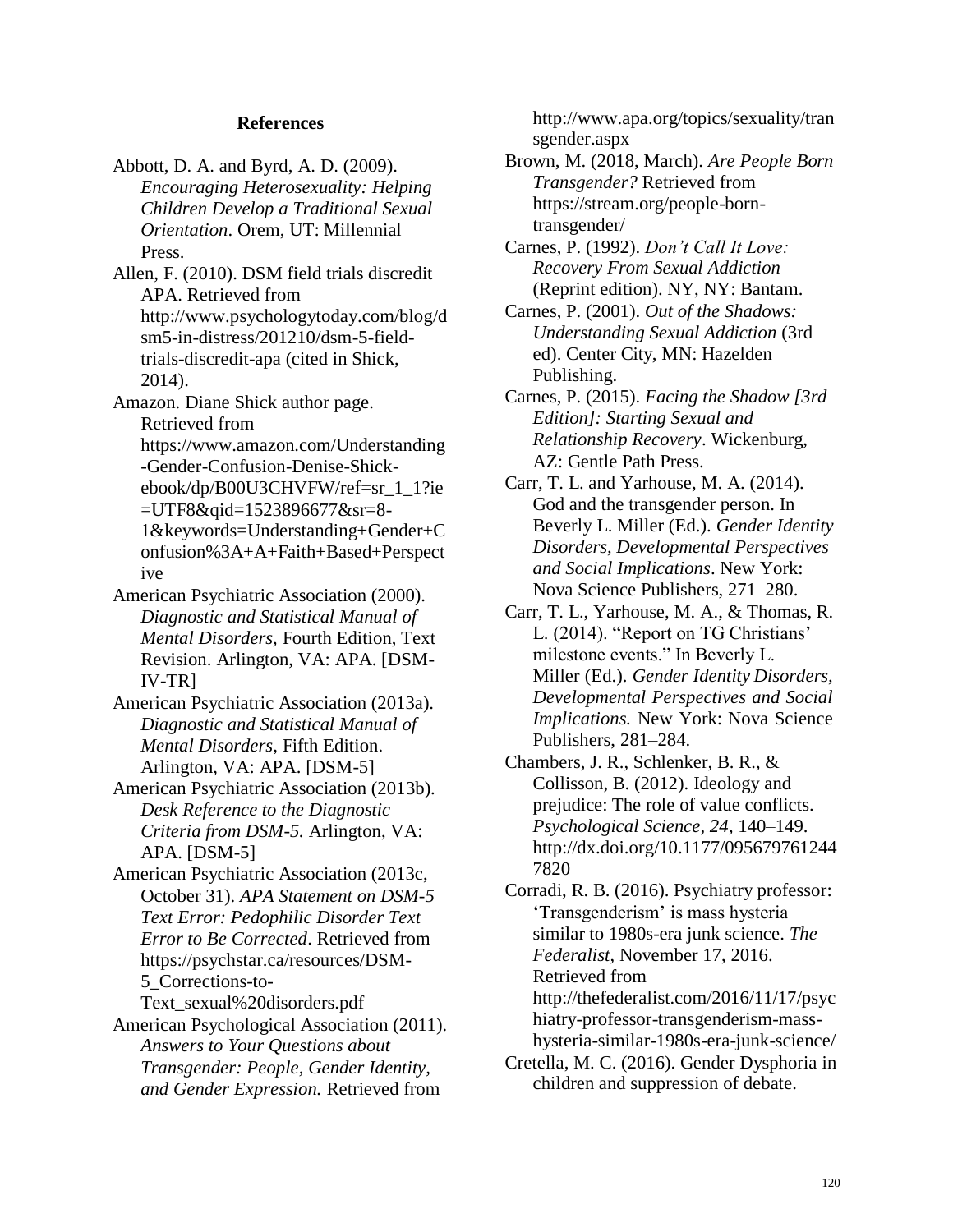**References**

Abbott, D. A. and Byrd, A. D. (2009). *Encouraging Heterosexuality: Helping Children Develop a Traditional Sexual Orientation*. Orem, UT: Millennial Press.

Allen, F. (2010). DSM field trials discredit APA. Retrieved from http://www.psychologytoday.com/blog/dsm5-in-distress/201210/dsm-5-field-trials-discredit-apa (cited in Shick, 2014).

Amazon. Diane Shick author page. Retrieved from https://www.amazon.com/Understanding-Gender-Confusion-Denise-Shick-ebook/dp/B00U3CHVFW/ref=sr_1_1?ie=UTF8&qid=1523896677&sr=8-1&keywords=Understanding+Gender+Confusion%3A+A+Faith+Based+Perspective

American Psychiatric Association (2000). *Diagnostic and Statistical Manual of Mental Disorders,* Fourth Edition, Text Revision. Arlington, VA: APA. [DSM-IV-TR]

American Psychiatric Association (2013a). *Diagnostic and Statistical Manual of Mental Disorders*, Fifth Edition. Arlington, VA: APA. [DSM-5]

American Psychiatric Association (2013b). *Desk Reference to the Diagnostic Criteria from DSM-5.* Arlington, VA: APA. [DSM-5]

American Psychiatric Association (2013c, October 31). *APA Statement on DSM-5 Text Error: Pedophilic Disorder Text Error to Be Corrected*. Retrieved from https://psychstar.ca/resources/DSM-5_Corrections-to-Text_sexual%20disorders.pdf

American Psychological Association (2011). *Answers to Your Questions about Transgender: People, Gender Identity, and Gender Expression.* Retrieved from http://www.apa.org/topics/sexuality/transgender.aspx

Brown, M. (2018, March). *Are People Born Transgender?* Retrieved from https://stream.org/people-born-transgender/

Carnes, P. (1992). *Don't Call It Love: Recovery From Sexual Addiction* (Reprint edition). NY, NY: Bantam.

Carnes, P. (2001). *Out of the Shadows: Understanding Sexual Addiction* (3rd ed). Center City, MN: Hazelden Publishing.

Carnes, P. (2015). *Facing the Shadow [3rd Edition]: Starting Sexual and Relationship Recovery*. Wickenburg, AZ: Gentle Path Press.

Carr, T. L. and Yarhouse, M. A. (2014). God and the transgender person. In Beverly L. Miller (Ed.). *Gender Identity Disorders, Developmental Perspectives and Social Implications*. New York: Nova Science Publishers, 271–280.

Carr, T. L., Yarhouse, M. A., & Thomas, R. L. (2014). "Report on TG Christians' milestone events." In Beverly L. Miller (Ed.). *Gender Identity Disorders, Developmental Perspectives and Social Implications.* New York: Nova Science Publishers, 281–284.

Chambers, J. R., Schlenker, B. R., & Collisson, B. (2012). Ideology and prejudice: The role of value conflicts. *Psychological Science*, *24*, 140–149. http://dx.doi.org/10.1177/0956797612447820

Corradi, R. B. (2016). Psychiatry professor: 'Transgenderism' is mass hysteria similar to 1980s-era junk science. *The Federalist*, November 17, 2016. Retrieved from http://thefederalist.com/2016/11/17/psychiatry-professor-transgenderism-mass-hysteria-similar-1980s-era-junk-science/

Cretella, M. C. (2016). Gender Dysphoria in children and suppression of debate.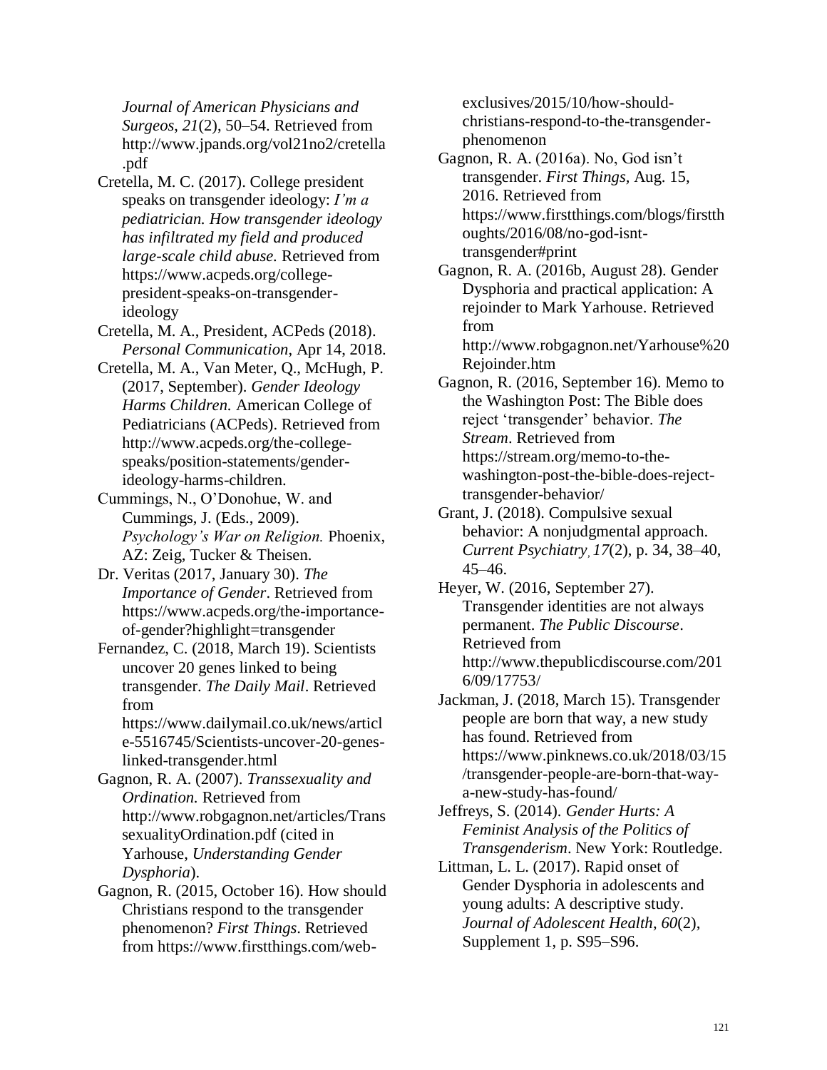*Journal of American Physicians and Surgeos*, *21*(2), 50–54. Retrieved from http://www.jpands.org/vol21no2/cretella.pdf

Cretella, M. C. (2017). College president speaks on transgender ideology: *I'm a pediatrician. How transgender ideology has infiltrated my field and produced large-scale child abuse.* Retrieved from https://www.acpeds.org/college-president-speaks-on-transgender-ideology

Cretella, M. A., President, ACPeds (2018). *Personal Communication*, Apr 14, 2018.

Cretella, M. A., Van Meter, Q., McHugh, P. (2017, September). *Gender Ideology Harms Children.* American College of Pediatricians (ACPeds). Retrieved from http://www.acpeds.org/the-college-speaks/position-statements/gender-ideology-harms-children.

Cummings, N., O'Donohue, W. and Cummings, J. (Eds., 2009). *Psychology's War on Religion.* Phoenix, AZ: Zeig, Tucker & Theisen.

Dr. Veritas (2017, January 30). *The Importance of Gender*. Retrieved from https://www.acpeds.org/the-importance-of-gender?highlight=transgender

Fernandez, C. (2018, March 19). Scientists uncover 20 genes linked to being transgender. *The Daily Mail*. Retrieved from https://www.dailymail.co.uk/news/article-5516745/Scientists-uncover-20-genes-linked-transgender.html

Gagnon, R. A. (2007). *Transsexuality and Ordination.* Retrieved from http://www.robgagnon.net/articles/TranssexualityOrdination.pdf (cited in Yarhouse, *Understanding Gender Dysphoria*).

Gagnon, R. (2015, October 16). How should Christians respond to the transgender phenomenon? *First Things*. Retrieved from https://www.firstthings.com/web-exclusives/2015/10/how-should-christians-respond-to-the-transgender-phenomenon

Gagnon, R. A. (2016a). No, God isn't transgender. *First Things*, Aug. 15, 2016. Retrieved from https://www.firstthings.com/blogs/firstthoughts/2016/08/no-god-isnt-transgender#print

Gagnon, R. A. (2016b, August 28). Gender Dysphoria and practical application: A rejoinder to Mark Yarhouse. Retrieved from http://www.robgagnon.net/Yarhouse%20Rejoinder.htm

Gagnon, R. (2016, September 16). Memo to the Washington Post: The Bible does reject 'transgender' behavior. *The Stream*. Retrieved from https://stream.org/memo-to-the-washington-post-the-bible-does-reject-transgender-behavior/

Grant, J. (2018). Compulsive sexual behavior: A nonjudgmental approach. *Current Psychiatry*, *17*(2), p. 34, 38–40, 45–46.

Heyer, W. (2016, September 27). Transgender identities are not always permanent. *The Public Discourse*. Retrieved from http://www.thepublicdiscourse.com/2016/09/17753/

Jackman, J. (2018, March 15). Transgender people are born that way, a new study has found. Retrieved from https://www.pinknews.co.uk/2018/03/15/transgender-people-are-born-that-way-a-new-study-has-found/

Jeffreys, S. (2014). *Gender Hurts: A Feminist Analysis of the Politics of Transgenderism*. New York: Routledge.

Littman, L. L. (2017). Rapid onset of Gender Dysphoria in adolescents and young adults: A descriptive study. *Journal of Adolescent Health*, *60*(2), Supplement 1, p. S95–S96.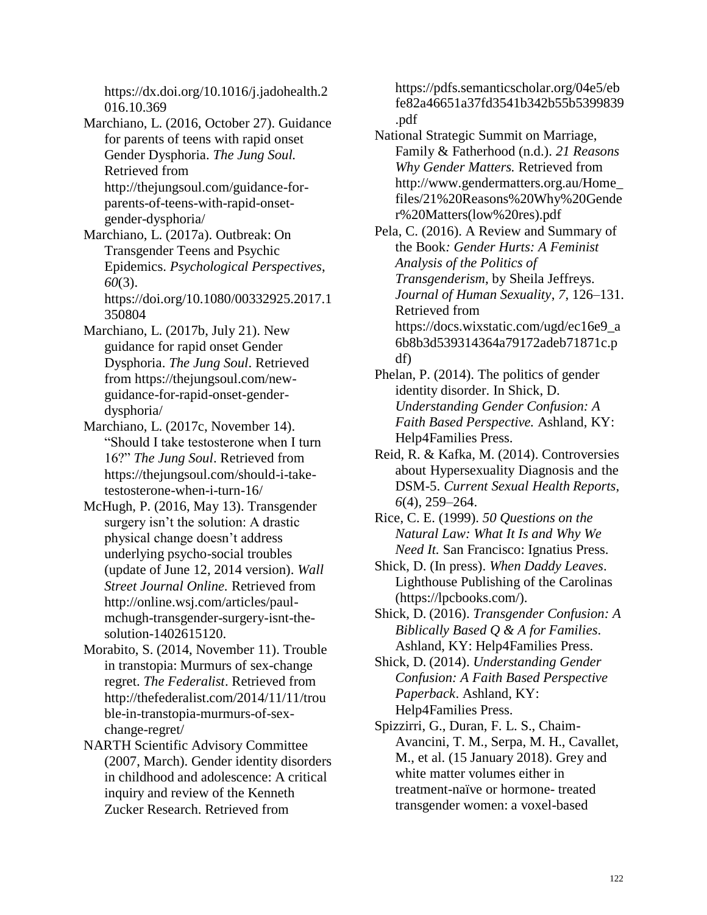https://dx.doi.org/10.1016/j.jadohealth.2016.10.369

Marchiano, L. (2016, October 27). Guidance for parents of teens with rapid onset Gender Dysphoria. *The Jung Soul.* Retrieved from http://thejungsoul.com/guidance-for-parents-of-teens-with-rapid-onset-gender-dysphoria/

Marchiano, L. (2017a). Outbreak: On Transgender Teens and Psychic Epidemics. *Psychological Perspectives*, *60*(3). https://doi.org/10.1080/00332925.2017.1350804

Marchiano, L. (2017b, July 21). New guidance for rapid onset Gender Dysphoria. *The Jung Soul*. Retrieved from https://thejungsoul.com/new-guidance-for-rapid-onset-gender-dysphoria/

Marchiano, L. (2017c, November 14). "Should I take testosterone when I turn 16?" *The Jung Soul*. Retrieved from https://thejungsoul.com/should-i-take-testosterone-when-i-turn-16/

McHugh, P. (2016, May 13). Transgender surgery isn't the solution: A drastic physical change doesn't address underlying psycho-social troubles (update of June 12, 2014 version). *Wall Street Journal Online.* Retrieved from http://online.wsj.com/articles/paul-mchugh-transgender-surgery-isnt-the-solution-1402615120.

Morabito, S. (2014, November 11). Trouble in transtopia: Murmurs of sex-change regret. *The Federalist*. Retrieved from http://thefederalist.com/2014/11/11/trouble-in-transtopia-murmurs-of-sex-change-regret/

NARTH Scientific Advisory Committee (2007, March). Gender identity disorders in childhood and adolescence: A critical inquiry and review of the Kenneth Zucker Research. Retrieved from https://pdfs.semanticscholar.org/04e5/ebfe82a46651a37fd3541b342b55b5399839.pdf

National Strategic Summit on Marriage, Family & Fatherhood (n.d.). *21 Reasons Why Gender Matters.* Retrieved from http://www.gendermatters.org.au/Home_files/21%20Reasons%20Why%20Gender%20Matters(low%20res).pdf

Pela, C. (2016). A Review and Summary of the Book*: Gender Hurts: A Feminist Analysis of the Politics of Transgenderism*, by Sheila Jeffreys. *Journal of Human Sexuality*, *7*, 126–131. Retrieved from https://docs.wixstatic.com/ugd/ec16e9_a6b8b3d539314364a79172adeb71871c.pdf)

Phelan, P. (2014). The politics of gender identity disorder. In Shick, D. *Understanding Gender Confusion: A Faith Based Perspective.* Ashland, KY: Help4Families Press.

Reid, R. & Kafka, M. (2014). Controversies about Hypersexuality Diagnosis and the DSM-5. *Current Sexual Health Reports*, *6*(4), 259–264.

Rice, C. E. (1999). *50 Questions on the Natural Law: What It Is and Why We Need It.* San Francisco: Ignatius Press.

Shick, D. (In press). *When Daddy Leaves*. Lighthouse Publishing of the Carolinas (https://lpcbooks.com/).

Shick, D. (2016). *Transgender Confusion: A Biblically Based Q & A for Families*. Ashland, KY: Help4Families Press.

Shick, D. (2014). *Understanding Gender Confusion: A Faith Based Perspective Paperback*. Ashland, KY: Help4Families Press.

Spizzirri, G., Duran, F. L. S., Chaim-Avancini, T. M., Serpa, M. H., Cavallet, M., et al. (15 January 2018). Grey and white matter volumes either in treatment-naïve or hormone- treated transgender women: a voxel-based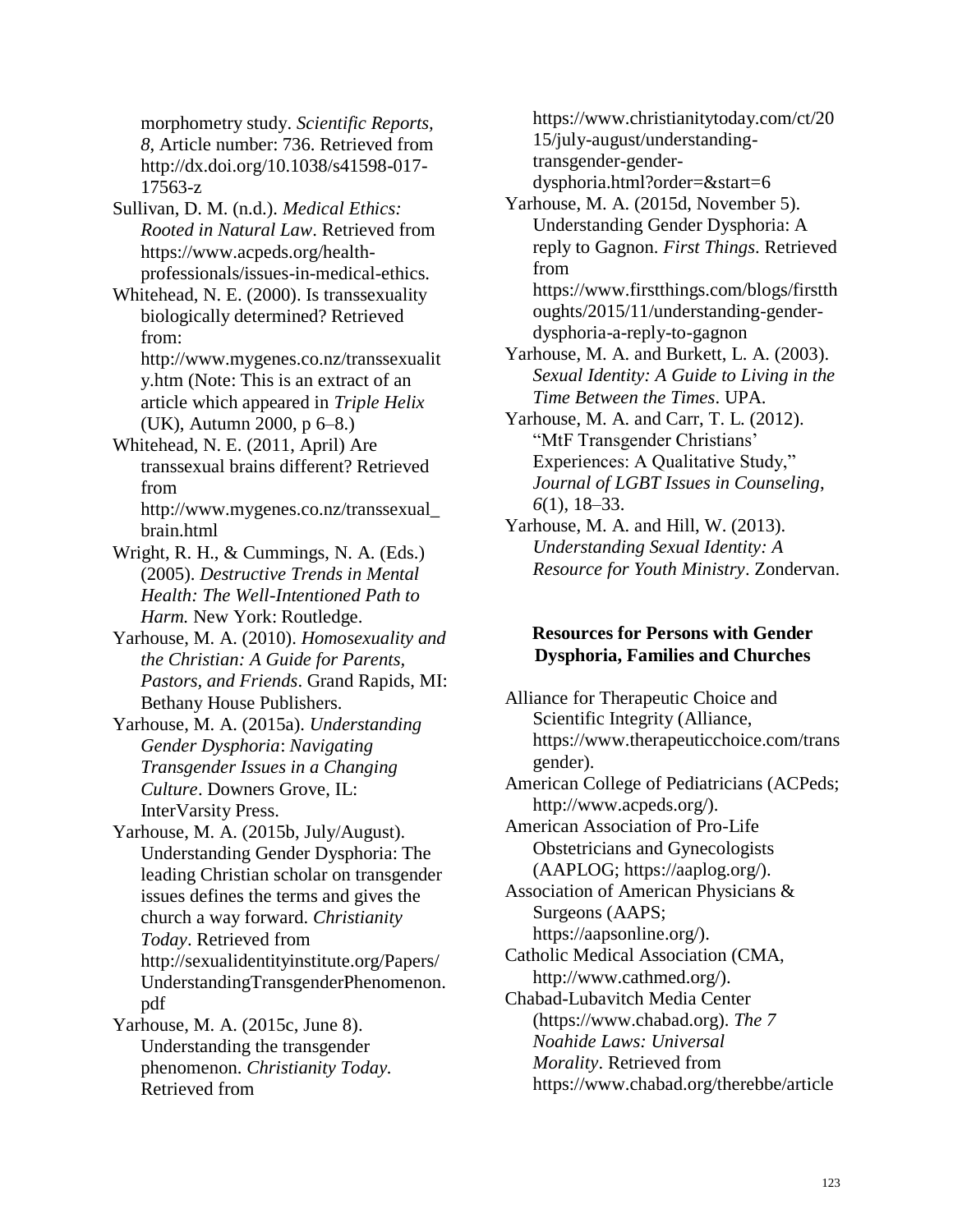morphometry study. *Scientific Reports, 8*, Article number: 736. Retrieved from http://dx.doi.org/10.1038/s41598-017-17563-z

Sullivan, D. M. (n.d.). *Medical Ethics: Rooted in Natural Law*. Retrieved from https://www.acpeds.org/health-professionals/issues-in-medical-ethics.

Whitehead, N. E. (2000). Is transsexuality biologically determined? Retrieved from: http://www.mygenes.co.nz/transsexuality.htm (Note: This is an extract of an article which appeared in *Triple Helix* (UK), Autumn 2000, p 6–8.)

Whitehead, N. E. (2011, April) Are transsexual brains different? Retrieved from http://www.mygenes.co.nz/transsexual_brain.html

Wright, R. H., & Cummings, N. A. (Eds.) (2005). *Destructive Trends in Mental Health: The Well-Intentioned Path to Harm.* New York: Routledge.

Yarhouse, M. A. (2010). *Homosexuality and the Christian: A Guide for Parents, Pastors, and Friends*. Grand Rapids, MI: Bethany House Publishers.

Yarhouse, M. A. (2015a). *Understanding Gender Dysphoria*: *Navigating Transgender Issues in a Changing Culture*. Downers Grove, IL: InterVarsity Press.

Yarhouse, M. A. (2015b, July/August). Understanding Gender Dysphoria: The leading Christian scholar on transgender issues defines the terms and gives the church a way forward. *Christianity Today*. Retrieved from http://sexualidentityinstitute.org/Papers/UnderstandingTransgenderPhenomenon.pdf

Yarhouse, M. A. (2015c, June 8). Understanding the transgender phenomenon. *Christianity Today.* Retrieved from https://www.christianitytoday.com/ct/2015/july-august/understanding-transgender-gender-dysphoria.html?order=&start=6

Yarhouse, M. A. (2015d, November 5). Understanding Gender Dysphoria: A reply to Gagnon. *First Things*. Retrieved from https://www.firstthings.com/blogs/firstthoughts/2015/11/understanding-gender-dysphoria-a-reply-to-gagnon

Yarhouse, M. A. and Burkett, L. A. (2003). *Sexual Identity: A Guide to Living in the Time Between the Times*. UPA.

Yarhouse, M. A. and Carr, T. L. (2012). "MtF Transgender Christians' Experiences: A Qualitative Study," *Journal of LGBT Issues in Counseling*, *6*(1), 18–33.

Yarhouse, M. A. and Hill, W. (2013). *Understanding Sexual Identity: A Resource for Youth Ministry*. Zondervan.

## Resources for Persons with Gender Dysphoria, Families and Churches

Alliance for Therapeutic Choice and Scientific Integrity (Alliance, https://www.therapeuticchoice.com/transgender).

American College of Pediatricians (ACPeds; http://www.acpeds.org/).

American Association of Pro-Life Obstetricians and Gynecologists (AAPLOG; https://aaplog.org/).

Association of American Physicians & Surgeons (AAPS; https://aapsonline.org/).

Catholic Medical Association (CMA, http://www.cathmed.org/).

Chabad-Lubavitch Media Center (https://www.chabad.org). *The 7 Noahide Laws: Universal Morality*. Retrieved from https://www.chabad.org/therebbe/article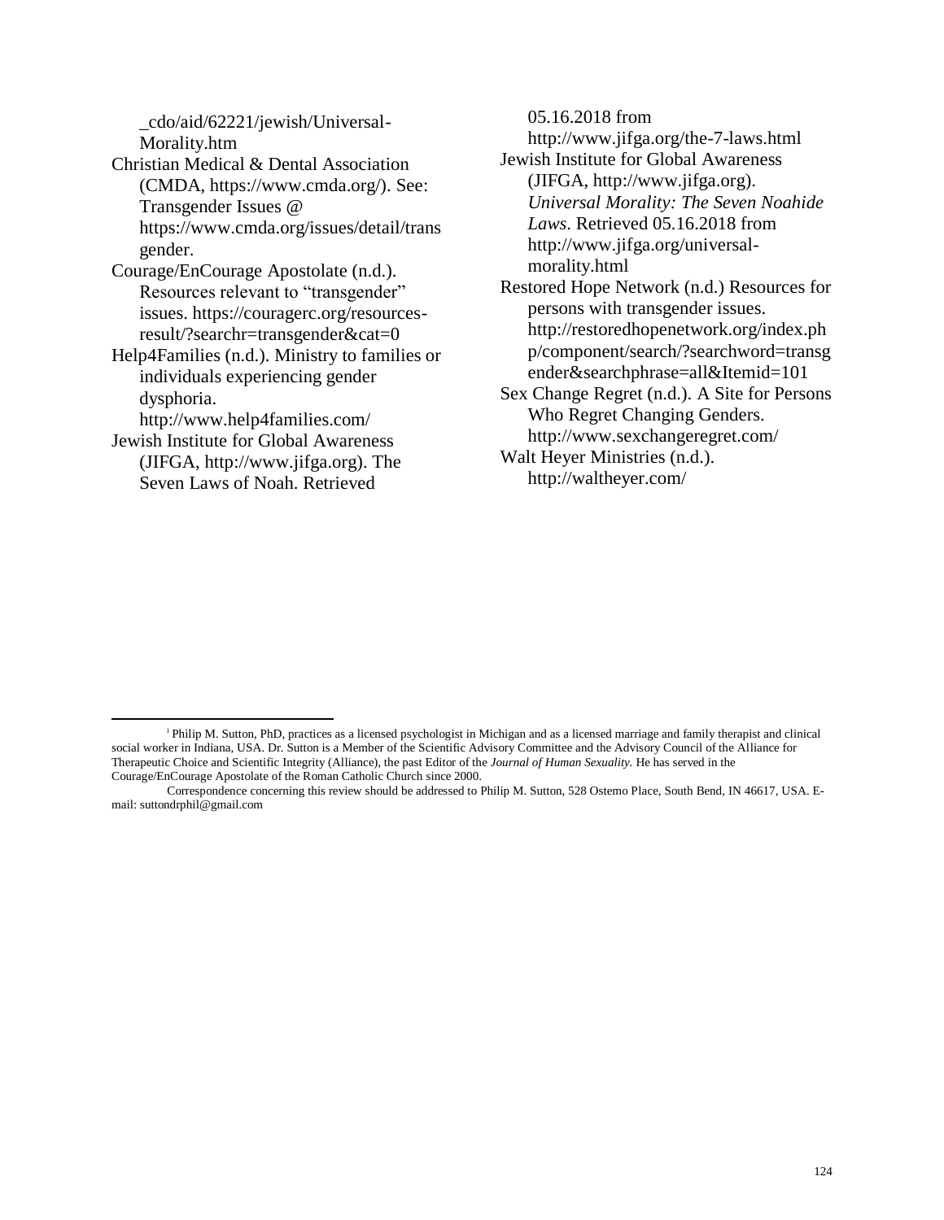_cdo/aid/62221/jewish/Universal-Morality.htm

Christian Medical & Dental Association (CMDA, https://www.cmda.org/). See: Transgender Issues @ https://www.cmda.org/issues/detail/transgender.

Courage/EnCourage Apostolate (n.d.). Resources relevant to "transgender" issues. https://couragerc.org/resources-result/?searchr=transgender&cat=0

Help4Families (n.d.). Ministry to families or individuals experiencing gender dysphoria. http://www.help4families.com/

Jewish Institute for Global Awareness (JIFGA, http://www.jifga.org). The Seven Laws of Noah. Retrieved 05.16.2018 from http://www.jifga.org/the-7-laws.html

Jewish Institute for Global Awareness (JIFGA, http://www.jifga.org). *Universal Morality: The Seven Noahide Laws.* Retrieved 05.16.2018 from http://www.jifga.org/universal-morality.html

Restored Hope Network (n.d.) Resources for persons with transgender issues. http://restoredhopenetwork.org/index.php/component/search/?searchword=transgender&searchphrase=all&Itemid=101

Sex Change Regret (n.d.). A Site for Persons Who Regret Changing Genders. http://www.sexchangeregret.com/

Walt Heyer Ministries (n.d.). http://waltheyer.com/

---

[i] Philip M. Sutton, PhD, practices as a licensed psychologist in Michigan and as a licensed marriage and family therapist and clinical social worker in Indiana, USA. Dr. Sutton is a Member of the Scientific Advisory Committee and the Advisory Council of the Alliance for Therapeutic Choice and Scientific Integrity (Alliance), the past Editor of the *Journal of Human Sexuality.* He has served in the Courage/EnCourage Apostolate of the Roman Catholic Church since 2000.

Correspondence concerning this review should be addressed to Philip M. Sutton, 528 Ostemo Place, South Bend, IN 46617, USA. E-mail: suttondrphil@gmail.com